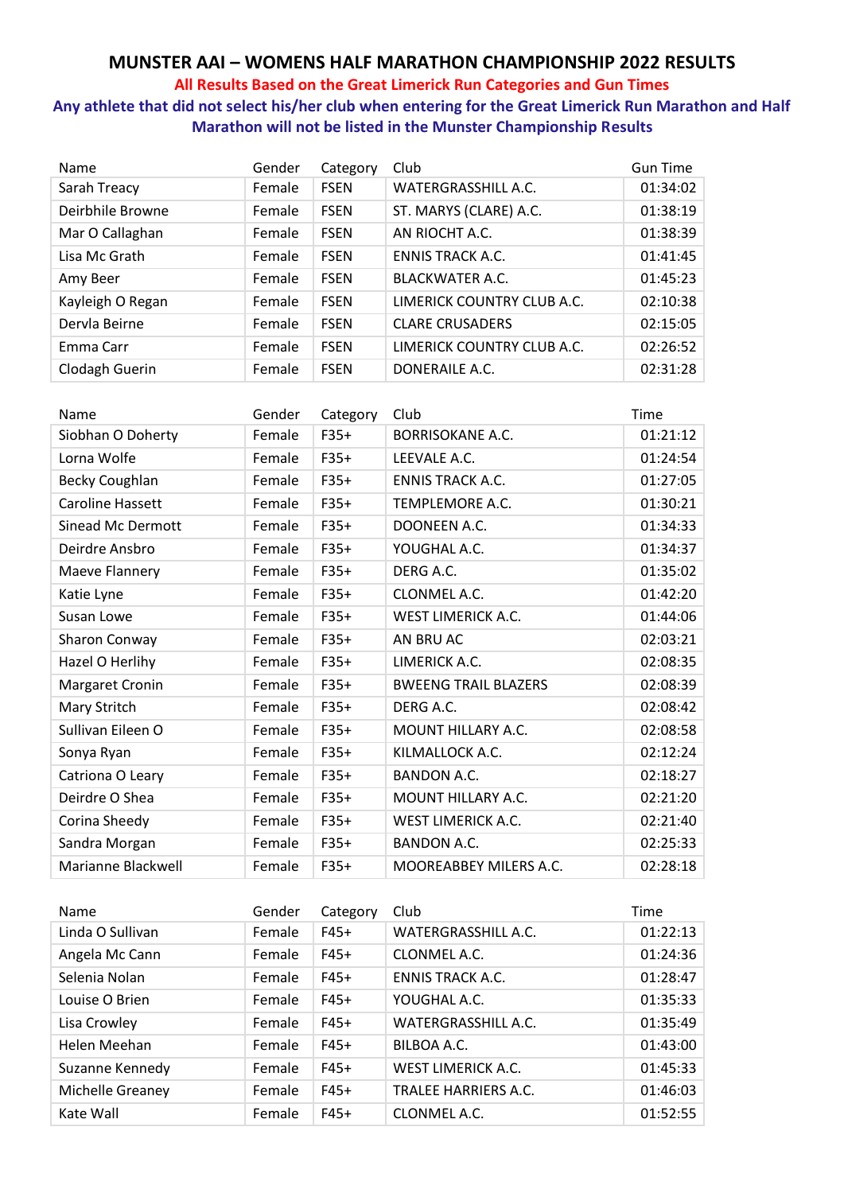# MUNSTER AAI – WOMENS HALF MARATHON CHAMPIONSHIP 2022 RESULTS

**All Results Based on the Great Limerick Run Categories and Gun Times**

**Any athlete that did not select his/her club when entering for the Great Limerick Run Marathon and Half Marathon will not be listed in the Munster Championship Results**

| Name | Gender | Category | Club | Gun Time |
|---|---|---|---|---|
| Sarah Treacy | Female | FSEN | WATERGRASSHILL A.C. | 01:34:02 |
| Deirbhile Browne | Female | FSEN | ST. MARYS (CLARE) A.C. | 01:38:19 |
| Mar O Callaghan | Female | FSEN | AN RIOCHT A.C. | 01:38:39 |
| Lisa Mc Grath | Female | FSEN | ENNIS TRACK A.C. | 01:41:45 |
| Amy Beer | Female | FSEN | BLACKWATER A.C. | 01:45:23 |
| Kayleigh O Regan | Female | FSEN | LIMERICK COUNTRY CLUB A.C. | 02:10:38 |
| Dervla Beirne | Female | FSEN | CLARE CRUSADERS | 02:15:05 |
| Emma Carr | Female | FSEN | LIMERICK COUNTRY CLUB A.C. | 02:26:52 |
| Clodagh Guerin | Female | FSEN | DONERAILE A.C. | 02:31:28 |

| Name | Gender | Category | Club | Time |
|---|---|---|---|---|
| Siobhan O Doherty | Female | F35+ | BORRISOKANE A.C. | 01:21:12 |
| Lorna Wolfe | Female | F35+ | LEEVALE A.C. | 01:24:54 |
| Becky Coughlan | Female | F35+ | ENNIS TRACK A.C. | 01:27:05 |
| Caroline Hassett | Female | F35+ | TEMPLEMORE A.C. | 01:30:21 |
| Sinead Mc Dermott | Female | F35+ | DOONEEN A.C. | 01:34:33 |
| Deirdre Ansbro | Female | F35+ | YOUGHAL A.C. | 01:34:37 |
| Maeve Flannery | Female | F35+ | DERG A.C. | 01:35:02 |
| Katie Lyne | Female | F35+ | CLONMEL A.C. | 01:42:20 |
| Susan Lowe | Female | F35+ | WEST LIMERICK A.C. | 01:44:06 |
| Sharon Conway | Female | F35+ | AN BRU AC | 02:03:21 |
| Hazel O Herlihy | Female | F35+ | LIMERICK A.C. | 02:08:35 |
| Margaret Cronin | Female | F35+ | BWEENG TRAIL BLAZERS | 02:08:39 |
| Mary Stritch | Female | F35+ | DERG A.C. | 02:08:42 |
| Sullivan Eileen O | Female | F35+ | MOUNT HILLARY A.C. | 02:08:58 |
| Sonya Ryan | Female | F35+ | KILMALLOCK A.C. | 02:12:24 |
| Catriona O Leary | Female | F35+ | BANDON A.C. | 02:18:27 |
| Deirdre O Shea | Female | F35+ | MOUNT HILLARY A.C. | 02:21:20 |
| Corina Sheedy | Female | F35+ | WEST LIMERICK A.C. | 02:21:40 |
| Sandra Morgan | Female | F35+ | BANDON A.C. | 02:25:33 |
| Marianne Blackwell | Female | F35+ | MOOREABBEY MILERS A.C. | 02:28:18 |

| Name | Gender | Category | Club | Time |
|---|---|---|---|---|
| Linda O Sullivan | Female | F45+ | WATERGRASSHILL A.C. | 01:22:13 |
| Angela Mc Cann | Female | F45+ | CLONMEL A.C. | 01:24:36 |
| Selenia Nolan | Female | F45+ | ENNIS TRACK A.C. | 01:28:47 |
| Louise O Brien | Female | F45+ | YOUGHAL A.C. | 01:35:33 |
| Lisa Crowley | Female | F45+ | WATERGRASSHILL A.C. | 01:35:49 |
| Helen Meehan | Female | F45+ | BILBOA A.C. | 01:43:00 |
| Suzanne Kennedy | Female | F45+ | WEST LIMERICK A.C. | 01:45:33 |
| Michelle Greaney | Female | F45+ | TRALEE HARRIERS A.C. | 01:46:03 |
| Kate Wall | Female | F45+ | CLONMEL A.C. | 01:52:55 |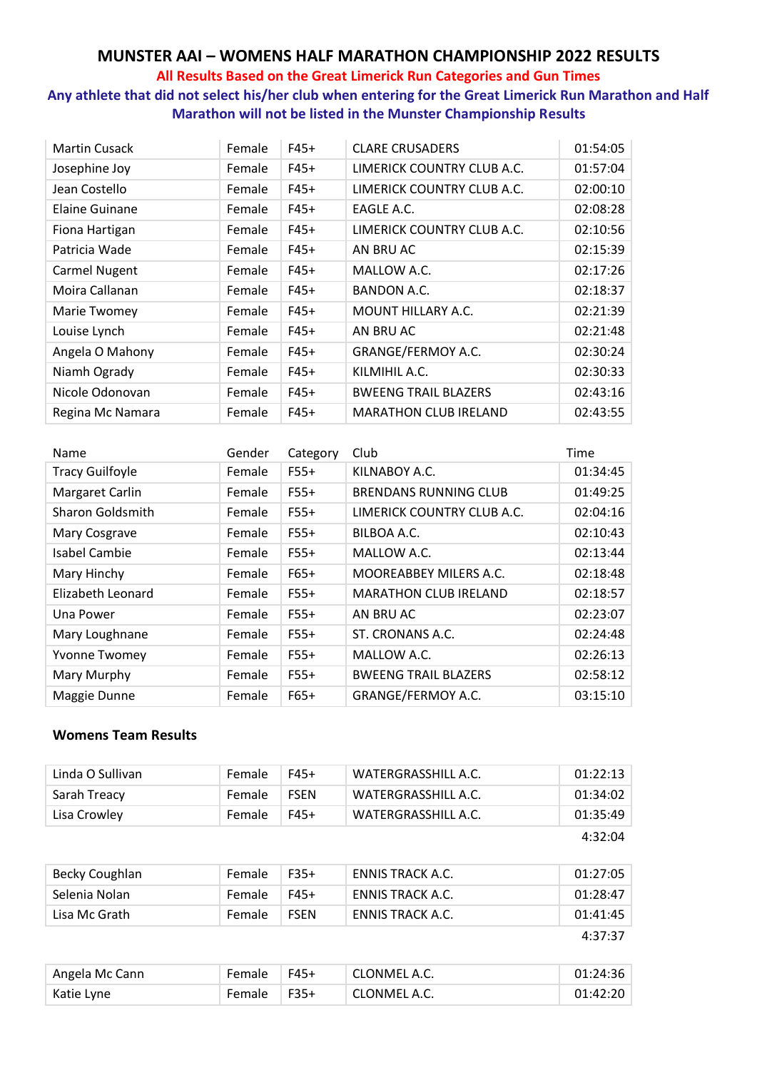# MUNSTER AAI – WOMENS HALF MARATHON CHAMPIONSHIP 2022 RESULTS

**All Results Based on the Great Limerick Run Categories and Gun Times**

**Any athlete that did not select his/her club when entering for the Great Limerick Run Marathon and Half Marathon will not be listed in the Munster Championship Results**

| | | | | |
|---|---|---|---|---|
| Martin Cusack | Female | F45+ | CLARE CRUSADERS | 01:54:05 |
| Josephine Joy | Female | F45+ | LIMERICK COUNTRY CLUB A.C. | 01:57:04 |
| Jean Costello | Female | F45+ | LIMERICK COUNTRY CLUB A.C. | 02:00:10 |
| Elaine Guinane | Female | F45+ | EAGLE A.C. | 02:08:28 |
| Fiona Hartigan | Female | F45+ | LIMERICK COUNTRY CLUB A.C. | 02:10:56 |
| Patricia Wade | Female | F45+ | AN BRU AC | 02:15:39 |
| Carmel Nugent | Female | F45+ | MALLOW A.C. | 02:17:26 |
| Moira Callanan | Female | F45+ | BANDON A.C. | 02:18:37 |
| Marie Twomey | Female | F45+ | MOUNT HILLARY A.C. | 02:21:39 |
| Louise Lynch | Female | F45+ | AN BRU AC | 02:21:48 |
| Angela O Mahony | Female | F45+ | GRANGE/FERMOY A.C. | 02:30:24 |
| Niamh Ogrady | Female | F45+ | KILMIHIL A.C. | 02:30:33 |
| Nicole Odonovan | Female | F45+ | BWEENG TRAIL BLAZERS | 02:43:16 |
| Regina Mc Namara | Female | F45+ | MARATHON CLUB IRELAND | 02:43:55 |

| Name | Gender | Category | Club | Time |
|---|---|---|---|---|
| Tracy Guilfoyle | Female | F55+ | KILNABOY A.C. | 01:34:45 |
| Margaret Carlin | Female | F55+ | BRENDANS RUNNING CLUB | 01:49:25 |
| Sharon Goldsmith | Female | F55+ | LIMERICK COUNTRY CLUB A.C. | 02:04:16 |
| Mary Cosgrave | Female | F55+ | BILBOA A.C. | 02:10:43 |
| Isabel Cambie | Female | F55+ | MALLOW A.C. | 02:13:44 |
| Mary Hinchy | Female | F65+ | MOOREABBEY MILERS A.C. | 02:18:48 |
| Elizabeth Leonard | Female | F55+ | MARATHON CLUB IRELAND | 02:18:57 |
| Una Power | Female | F55+ | AN BRU AC | 02:23:07 |
| Mary Loughnane | Female | F55+ | ST. CRONANS A.C. | 02:24:48 |
| Yvonne Twomey | Female | F55+ | MALLOW A.C. | 02:26:13 |
| Mary Murphy | Female | F55+ | BWEENG TRAIL BLAZERS | 02:58:12 |
| Maggie Dunne | Female | F65+ | GRANGE/FERMOY A.C. | 03:15:10 |

**Womens Team Results**

| | | | | |
|---|---|---|---|---|
| Linda O Sullivan | Female | F45+ | WATERGRASSHILL A.C. | 01:22:13 |
| Sarah Treacy | Female | FSEN | WATERGRASSHILL A.C. | 01:34:02 |
| Lisa Crowley | Female | F45+ | WATERGRASSHILL A.C. | 01:35:49 |
| | | | | 4:32:04 |

| | | | | |
|---|---|---|---|---|
| Becky Coughlan | Female | F35+ | ENNIS TRACK A.C. | 01:27:05 |
| Selenia Nolan | Female | F45+ | ENNIS TRACK A.C. | 01:28:47 |
| Lisa Mc Grath | Female | FSEN | ENNIS TRACK A.C. | 01:41:45 |
| | | | | 4:37:37 |

| | | | | |
|---|---|---|---|---|
| Angela Mc Cann | Female | F45+ | CLONMEL A.C. | 01:24:36 |
| Katie Lyne | Female | F35+ | CLONMEL A.C. | 01:42:20 |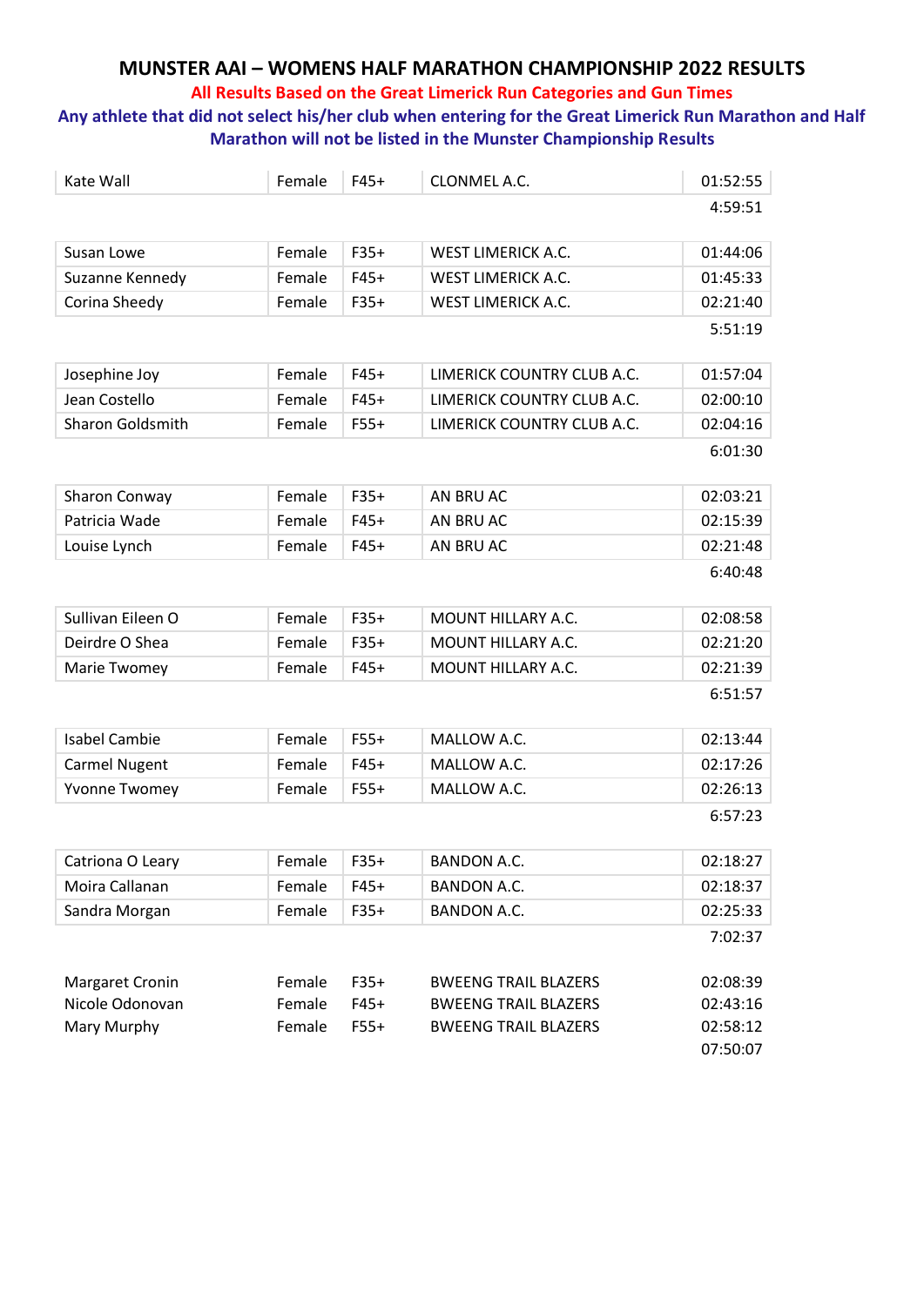# MUNSTER AAI – WOMENS HALF MARATHON CHAMPIONSHIP 2022 RESULTS

**All Results Based on the Great Limerick Run Categories and Gun Times**

**Any athlete that did not select his/her club when entering for the Great Limerick Run Marathon and Half Marathon will not be listed in the Munster Championship Results**

| | | | | |
|---|---|---|---|---|
| Kate Wall | Female | F45+ | CLONMEL A.C. | 01:52:55 |
| | | | | 4:59:51 |
| | | | | |
| Susan Lowe | Female | F35+ | WEST LIMERICK A.C. | 01:44:06 |
| Suzanne Kennedy | Female | F45+ | WEST LIMERICK A.C. | 01:45:33 |
| Corina Sheedy | Female | F35+ | WEST LIMERICK A.C. | 02:21:40 |
| | | | | 5:51:19 |
| | | | | |
| Josephine Joy | Female | F45+ | LIMERICK COUNTRY CLUB A.C. | 01:57:04 |
| Jean Costello | Female | F45+ | LIMERICK COUNTRY CLUB A.C. | 02:00:10 |
| Sharon Goldsmith | Female | F55+ | LIMERICK COUNTRY CLUB A.C. | 02:04:16 |
| | | | | 6:01:30 |
| | | | | |
| Sharon Conway | Female | F35+ | AN BRU AC | 02:03:21 |
| Patricia Wade | Female | F45+ | AN BRU AC | 02:15:39 |
| Louise Lynch | Female | F45+ | AN BRU AC | 02:21:48 |
| | | | | 6:40:48 |
| | | | | |
| Sullivan Eileen O | Female | F35+ | MOUNT HILLARY A.C. | 02:08:58 |
| Deirdre O Shea | Female | F35+ | MOUNT HILLARY A.C. | 02:21:20 |
| Marie Twomey | Female | F45+ | MOUNT HILLARY A.C. | 02:21:39 |
| | | | | 6:51:57 |
| | | | | |
| Isabel Cambie | Female | F55+ | MALLOW A.C. | 02:13:44 |
| Carmel Nugent | Female | F45+ | MALLOW A.C. | 02:17:26 |
| Yvonne Twomey | Female | F55+ | MALLOW A.C. | 02:26:13 |
| | | | | 6:57:23 |
| | | | | |
| Catriona O Leary | Female | F35+ | BANDON A.C. | 02:18:27 |
| Moira Callanan | Female | F45+ | BANDON A.C. | 02:18:37 |
| Sandra Morgan | Female | F35+ | BANDON A.C. | 02:25:33 |
| | | | | 7:02:37 |
| | | | | |
| Margaret Cronin | Female | F35+ | BWEENG TRAIL BLAZERS | 02:08:39 |
| Nicole Odonovan | Female | F45+ | BWEENG TRAIL BLAZERS | 02:43:16 |
| Mary Murphy | Female | F55+ | BWEENG TRAIL BLAZERS | 02:58:12 |
| | | | | 07:50:07 |